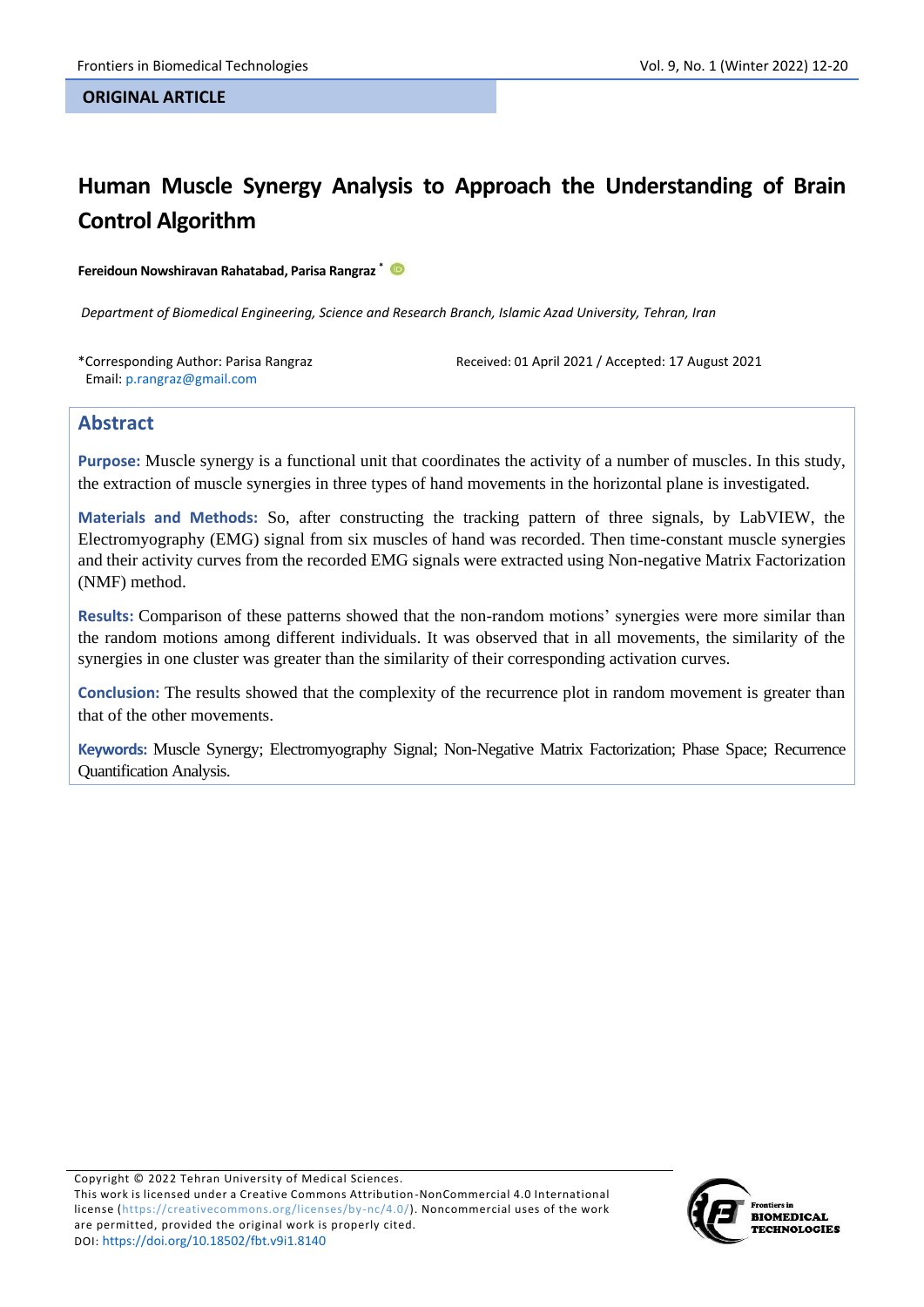**ORIGINAL ARTICLE**

# Human Muscle Synergy Analysis to Approach the Understanding of Brain Control Algorithm

**Fereidoun Nowshiravan Rahatabad, Parisa Rangraz** *

*Department of Biomedical Engineering, Science and Research Branch, Islamic Azad University, Tehran, Iran*

*Corresponding Author: Parisa Rangraz
Email: p.rangraz@gmail.com

Received: 01 April 2021 / Accepted: 17 August 2021

## Abstract

**Purpose:** Muscle synergy is a functional unit that coordinates the activity of a number of muscles. In this study, the extraction of muscle synergies in three types of hand movements in the horizontal plane is investigated.

**Materials and Methods:** So, after constructing the tracking pattern of three signals, by LabVIEW, the Electromyography (EMG) signal from six muscles of hand was recorded. Then time-constant muscle synergies and their activity curves from the recorded EMG signals were extracted using Non-negative Matrix Factorization (NMF) method.

**Results:** Comparison of these patterns showed that the non-random motions' synergies were more similar than the random motions among different individuals. It was observed that in all movements, the similarity of the synergies in one cluster was greater than the similarity of their corresponding activation curves.

**Conclusion:** The results showed that the complexity of the recurrence plot in random movement is greater than that of the other movements.

**Keywords:** Muscle Synergy; Electromyography Signal; Non-Negative Matrix Factorization; Phase Space; Recurrence Quantification Analysis.

Copyright © 2022 Tehran University of Medical Sciences.
This work is licensed under a Creative Commons Attribution-NonCommercial 4.0 International license (https://creativecommons.org/licenses/by-nc/4.0/). Noncommercial uses of the work are permitted, provided the original work is properly cited.
DOI: https://doi.org/10.18502/fbt.v9i1.8140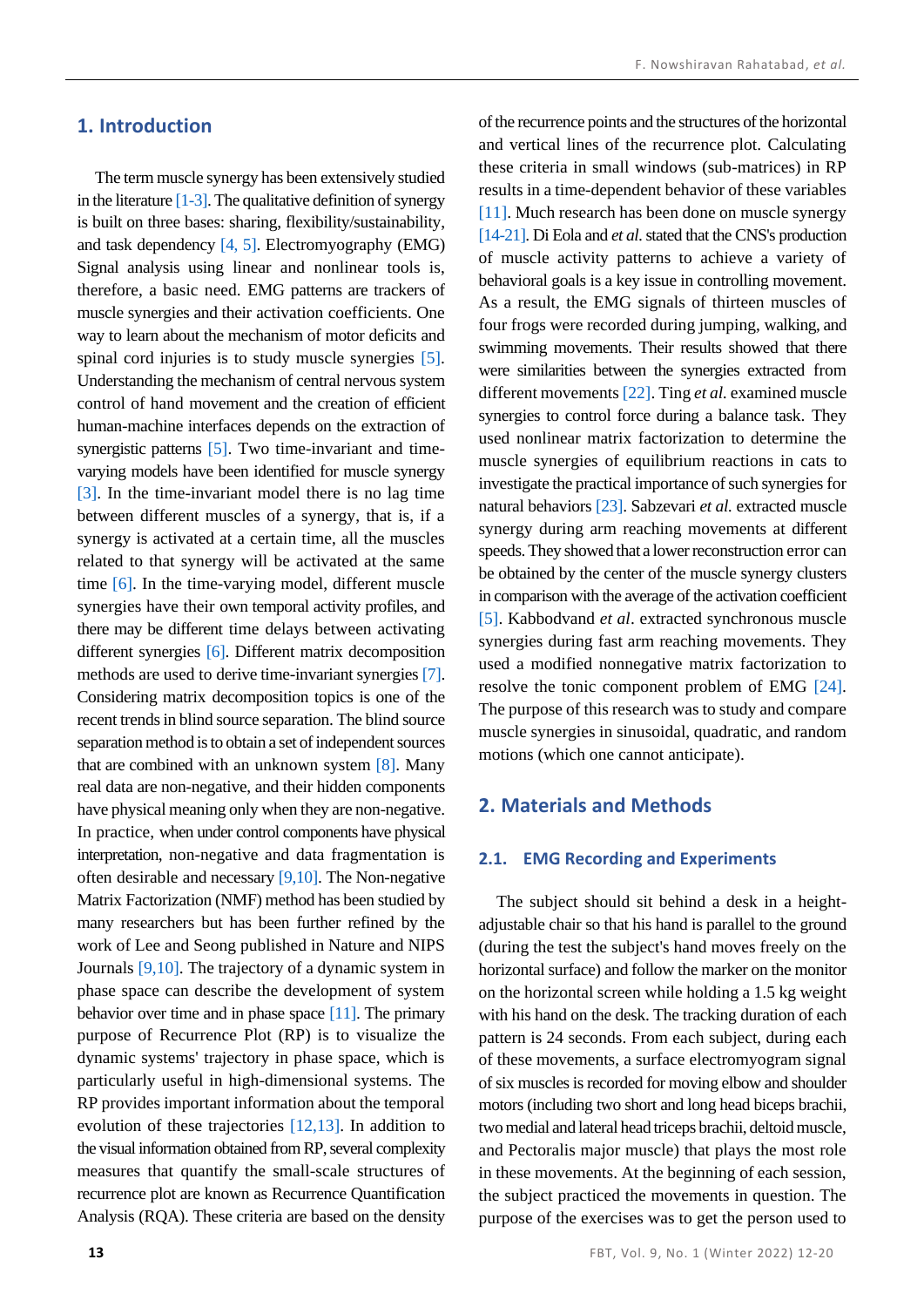## 1. Introduction

The term muscle synergy has been extensively studied in the literature [1-3]. The qualitative definition of synergy is built on three bases: sharing, flexibility/sustainability, and task dependency [4, 5]. Electromyography (EMG) Signal analysis using linear and nonlinear tools is, therefore, a basic need. EMG patterns are trackers of muscle synergies and their activation coefficients. One way to learn about the mechanism of motor deficits and spinal cord injuries is to study muscle synergies [5]. Understanding the mechanism of central nervous system control of hand movement and the creation of efficient human-machine interfaces depends on the extraction of synergistic patterns [5]. Two time-invariant and time-varying models have been identified for muscle synergy [3]. In the time-invariant model there is no lag time between different muscles of a synergy, that is, if a synergy is activated at a certain time, all the muscles related to that synergy will be activated at the same time [6]. In the time-varying model, different muscle synergies have their own temporal activity profiles, and there may be different time delays between activating different synergies [6]. Different matrix decomposition methods are used to derive time-invariant synergies [7]. Considering matrix decomposition topics is one of the recent trends in blind source separation. The blind source separation method is to obtain a set of independent sources that are combined with an unknown system [8]. Many real data are non-negative, and their hidden components have physical meaning only when they are non-negative. In practice, when under control components have physical interpretation, non-negative and data fragmentation is often desirable and necessary [9,10]. The Non-negative Matrix Factorization (NMF) method has been studied by many researchers but has been further refined by the work of Lee and Seong published in Nature and NIPS Journals [9,10]. The trajectory of a dynamic system in phase space can describe the development of system behavior over time and in phase space [11]. The primary purpose of Recurrence Plot (RP) is to visualize the dynamic systems' trajectory in phase space, which is particularly useful in high-dimensional systems. The RP provides important information about the temporal evolution of these trajectories [12,13]. In addition to the visual information obtained from RP, several complexity measures that quantify the small-scale structures of recurrence plot are known as Recurrence Quantification Analysis (RQA). These criteria are based on the density of the recurrence points and the structures of the horizontal and vertical lines of the recurrence plot. Calculating these criteria in small windows (sub-matrices) in RP results in a time-dependent behavior of these variables [11]. Much research has been done on muscle synergy [14-21]. Di Eola and *et al.* stated that the CNS's production of muscle activity patterns to achieve a variety of behavioral goals is a key issue in controlling movement. As a result, the EMG signals of thirteen muscles of four frogs were recorded during jumping, walking, and swimming movements. Their results showed that there were similarities between the synergies extracted from different movements [22]. Ting *et al.* examined muscle synergies to control force during a balance task. They used nonlinear matrix factorization to determine the muscle synergies of equilibrium reactions in cats to investigate the practical importance of such synergies for natural behaviors [23]. Sabzevari *et al.* extracted muscle synergy during arm reaching movements at different speeds. They showed that a lower reconstruction error can be obtained by the center of the muscle synergy clusters in comparison with the average of the activation coefficient [5]. Kabbodvand *et al*. extracted synchronous muscle synergies during fast arm reaching movements. They used a modified nonnegative matrix factorization to resolve the tonic component problem of EMG [24]. The purpose of this research was to study and compare muscle synergies in sinusoidal, quadratic, and random motions (which one cannot anticipate).

## 2. Materials and Methods

### 2.1. EMG Recording and Experiments

The subject should sit behind a desk in a height-adjustable chair so that his hand is parallel to the ground (during the test the subject's hand moves freely on the horizontal surface) and follow the marker on the monitor on the horizontal screen while holding a 1.5 kg weight with his hand on the desk. The tracking duration of each pattern is 24 seconds. From each subject, during each of these movements, a surface electromyogram signal of six muscles is recorded for moving elbow and shoulder motors (including two short and long head biceps brachii, two medial and lateral head triceps brachii, deltoid muscle, and Pectoralis major muscle) that plays the most role in these movements. At the beginning of each session, the subject practiced the movements in question. The purpose of the exercises was to get the person used to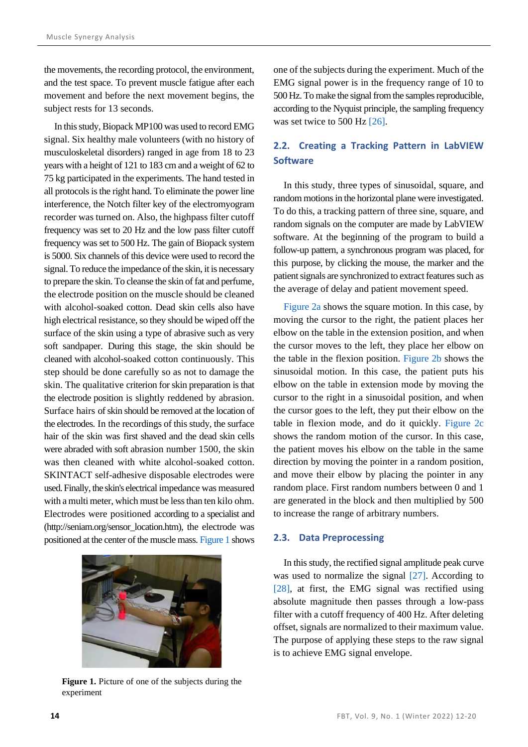the movements, the recording protocol, the environment, and the test space. To prevent muscle fatigue after each movement and before the next movement begins, the subject rests for 13 seconds.

In this study, Biopack MP100 was used to record EMG signal. Six healthy male volunteers (with no history of musculoskeletal disorders) ranged in age from 18 to 23 years with a height of 121 to 183 cm and a weight of 62 to 75 kg participated in the experiments. The hand tested in all protocols is the right hand. To eliminate the power line interference, the Notch filter key of the electromyogram recorder was turned on. Also, the highpass filter cutoff frequency was set to 20 Hz and the low pass filter cutoff frequency was set to 500 Hz. The gain of Biopack system is 5000. Six channels of this device were used to record the signal. To reduce the impedance of the skin, it is necessary to prepare the skin. To cleanse the skin of fat and perfume, the electrode position on the muscle should be cleaned with alcohol-soaked cotton. Dead skin cells also have high electrical resistance, so they should be wiped off the surface of the skin using a type of abrasive such as very soft sandpaper. During this stage, the skin should be cleaned with alcohol-soaked cotton continuously. This step should be done carefully so as not to damage the skin. The qualitative criterion for skin preparation is that the electrode position is slightly reddened by abrasion. Surface hairs of skin should be removed at the location of the electrodes. In the recordings of this study, the surface hair of the skin was first shaved and the dead skin cells were abraded with soft abrasion number 1500, the skin was then cleaned with white alcohol-soaked cotton. SKINTACT self-adhesive disposable electrodes were used. Finally, the skin's electrical impedance was measured with a multi meter, which must be less than ten kilo ohm. Electrodes were positioned according to a specialist and (http://seniam.org/sensor_location.htm), the electrode was positioned at the center of the muscle mass. Figure 1 shows one of the subjects during the experiment. Much of the EMG signal power is in the frequency range of 10 to 500 Hz. To make the signal from the samples reproducible, according to the Nyquist principle, the sampling frequency was set twice to 500 Hz [26].

**Figure 1.** Picture of one of the subjects during the experiment

## 2.2. Creating a Tracking Pattern in LabVIEW Software

In this study, three types of sinusoidal, square, and random motions in the horizontal plane were investigated. To do this, a tracking pattern of three sine, square, and random signals on the computer are made by LabVIEW software. At the beginning of the program to build a follow-up pattern, a synchronous program was placed, for this purpose, by clicking the mouse, the marker and the patient signals are synchronized to extract features such as the average of delay and patient movement speed.

Figure 2a shows the square motion. In this case, by moving the cursor to the right, the patient places her elbow on the table in the extension position, and when the cursor moves to the left, they place her elbow on the table in the flexion position. Figure 2b shows the sinusoidal motion. In this case, the patient puts his elbow on the table in extension mode by moving the cursor to the right in a sinusoidal position, and when the cursor goes to the left, they put their elbow on the table in flexion mode, and do it quickly. Figure 2c shows the random motion of the cursor. In this case, the patient moves his elbow on the table in the same direction by moving the pointer in a random position, and move their elbow by placing the pointer in any random place. First random numbers between 0 and 1 are generated in the block and then multiplied by 500 to increase the range of arbitrary numbers.

## 2.3. Data Preprocessing

In this study, the rectified signal amplitude peak curve was used to normalize the signal [27]. According to [28], at first, the EMG signal was rectified using absolute magnitude then passes through a low-pass filter with a cutoff frequency of 400 Hz. After deleting offset, signals are normalized to their maximum value. The purpose of applying these steps to the raw signal is to achieve EMG signal envelope.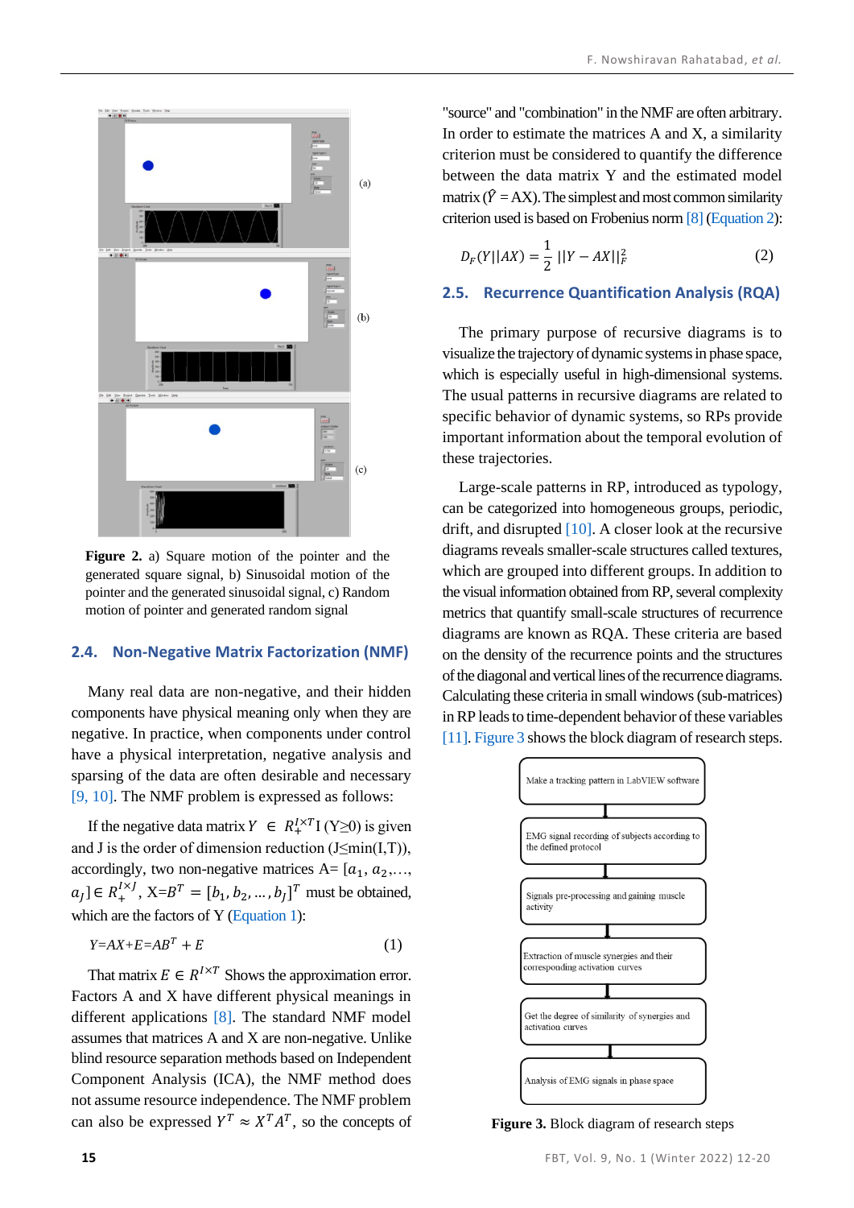**Figure 2.** a) Square motion of the pointer and the generated square signal, b) Sinusoidal motion of the pointer and the generated sinusoidal signal, c) Random motion of pointer and generated random signal

## 2.4. Non-Negative Matrix Factorization (NMF)

Many real data are non-negative, and their hidden components have physical meaning only when they are negative. In practice, when components under control have a physical interpretation, negative analysis and sparsing of the data are often desirable and necessary [9, 10]. The NMF problem is expressed as follows:

If the negative data matrix $Y \in R_{+}^{I \times T}$ I (Y≥0) is given and J is the order of dimension reduction (J≤min(I,T)), accordingly, two non-negative matrices A= $[a_1, a_2, \ldots, a_J] \in R_{+}^{I \times J}$, X=$B^T = [b_1, b_2, \ldots, b_J]^T$ must be obtained, which are the factors of Y (Equation 1):

$$Y = AX + E = AB^T + E \tag{1}$$

That matrix $E \in R^{I \times T}$ Shows the approximation error. Factors A and X have different physical meanings in different applications [8]. The standard NMF model assumes that matrices A and X are non-negative. Unlike blind resource separation methods based on Independent Component Analysis (ICA), the NMF method does not assume resource independence. The NMF problem can also be expressed $Y^T \approx X^T A^T$, so the concepts of "source" and "combination" in the NMF are often arbitrary. In order to estimate the matrices A and X, a similarity criterion must be considered to quantify the difference between the data matrix Y and the estimated model matrix ($\hat{Y}$ = AX). The simplest and most common similarity criterion used is based on Frobenius norm [8] (Equation 2):

$$D_F(Y||AX) = \frac{1}{2} ||Y - AX||_F^2 \tag{2}$$

## 2.5. Recurrence Quantification Analysis (RQA)

The primary purpose of recursive diagrams is to visualize the trajectory of dynamic systems in phase space, which is especially useful in high-dimensional systems. The usual patterns in recursive diagrams are related to specific behavior of dynamic systems, so RPs provide important information about the temporal evolution of these trajectories.

Large-scale patterns in RP, introduced as typology, can be categorized into homogeneous groups, periodic, drift, and disrupted [10]. A closer look at the recursive diagrams reveals smaller-scale structures called textures, which are grouped into different groups. In addition to the visual information obtained from RP, several complexity metrics that quantify small-scale structures of recurrence diagrams are known as RQA. These criteria are based on the density of the recurrence points and the structures of the diagonal and vertical lines of the recurrence diagrams. Calculating these criteria in small windows (sub-matrices) in RP leads to time-dependent behavior of these variables [11]. Figure 3 shows the block diagram of research steps.

Make a tracking pattern in LabVIEW software → EMG signal recording of subjects according to the defined protocol → Signals pre-processing and gaining muscle activity → Extraction of muscle synergies and their corresponding activation curves → Get the degree of similarity of synergies and activation curves → Analysis of EMG signals in phase space

**Figure 3.** Block diagram of research steps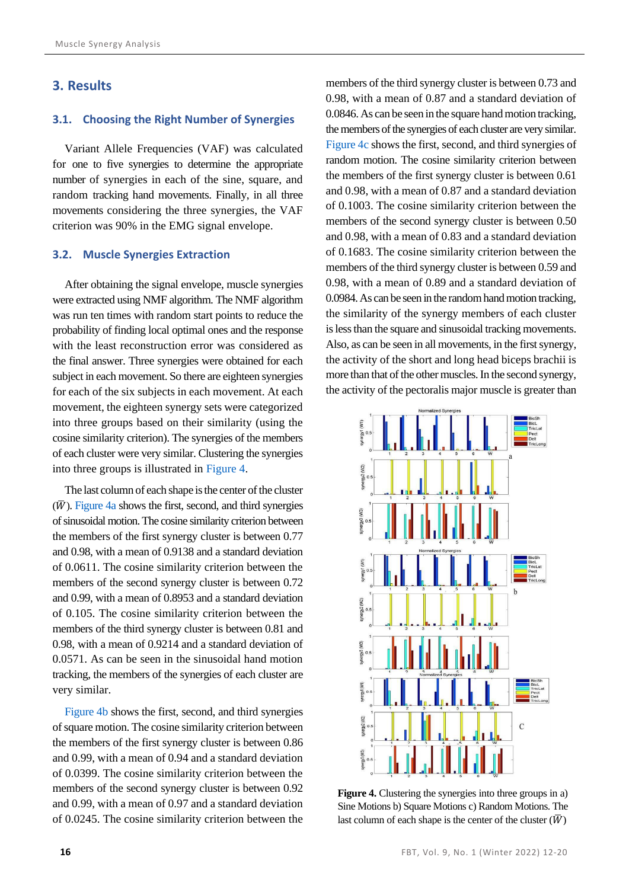## 3. Results

### 3.1. Choosing the Right Number of Synergies

Variant Allele Frequencies (VAF) was calculated for one to five synergies to determine the appropriate number of synergies in each of the sine, square, and random tracking hand movements. Finally, in all three movements considering the three synergies, the VAF criterion was 90% in the EMG signal envelope.

### 3.2. Muscle Synergies Extraction

After obtaining the signal envelope, muscle synergies were extracted using NMF algorithm. The NMF algorithm was run ten times with random start points to reduce the probability of finding local optimal ones and the response with the least reconstruction error was considered as the final answer. Three synergies were obtained for each subject in each movement. So there are eighteen synergies for each of the six subjects in each movement. At each movement, the eighteen synergy sets were categorized into three groups based on their similarity (using the cosine similarity criterion). The synergies of the members of each cluster were very similar. Clustering the synergies into three groups is illustrated in Figure 4.

The last column of each shape is the center of the cluster ($\overline{W}$). Figure 4a shows the first, second, and third synergies of sinusoidal motion. The cosine similarity criterion between the members of the first synergy cluster is between 0.77 and 0.98, with a mean of 0.9138 and a standard deviation of 0.0611. The cosine similarity criterion between the members of the second synergy cluster is between 0.72 and 0.99, with a mean of 0.8953 and a standard deviation of 0.105. The cosine similarity criterion between the members of the third synergy cluster is between 0.81 and 0.98, with a mean of 0.9214 and a standard deviation of 0.0571. As can be seen in the sinusoidal hand motion tracking, the members of the synergies of each cluster are very similar.

Figure 4b shows the first, second, and third synergies of square motion. The cosine similarity criterion between the members of the first synergy cluster is between 0.86 and 0.99, with a mean of 0.94 and a standard deviation of 0.0399. The cosine similarity criterion between the members of the second synergy cluster is between 0.92 and 0.99, with a mean of 0.97 and a standard deviation of 0.0245. The cosine similarity criterion between the members of the third synergy cluster is between 0.73 and 0.98, with a mean of 0.87 and a standard deviation of 0.0846. As can be seen in the square hand motion tracking, the members of the synergies of each cluster are very similar. Figure 4c shows the first, second, and third synergies of random motion. The cosine similarity criterion between the members of the first synergy cluster is between 0.61 and 0.98, with a mean of 0.87 and a standard deviation of 0.1003. The cosine similarity criterion between the members of the second synergy cluster is between 0.50 and 0.98, with a mean of 0.83 and a standard deviation of 0.1683. The cosine similarity criterion between the members of the third synergy cluster is between 0.59 and 0.98, with a mean of 0.89 and a standard deviation of 0.0984. As can be seen in the random hand motion tracking, the similarity of the synergy members of each cluster is less than the square and sinusoidal tracking movements. Also, as can be seen in all movements, in the first synergy, the activity of the short and long head biceps brachii is more than that of the other muscles. In the second synergy, the activity of the pectoralis major muscle is greater than

**Figure 4.** Clustering the synergies into three groups in a) Sine Motions b) Square Motions c) Random Motions. The last column of each shape is the center of the cluster ($\overline{W}$)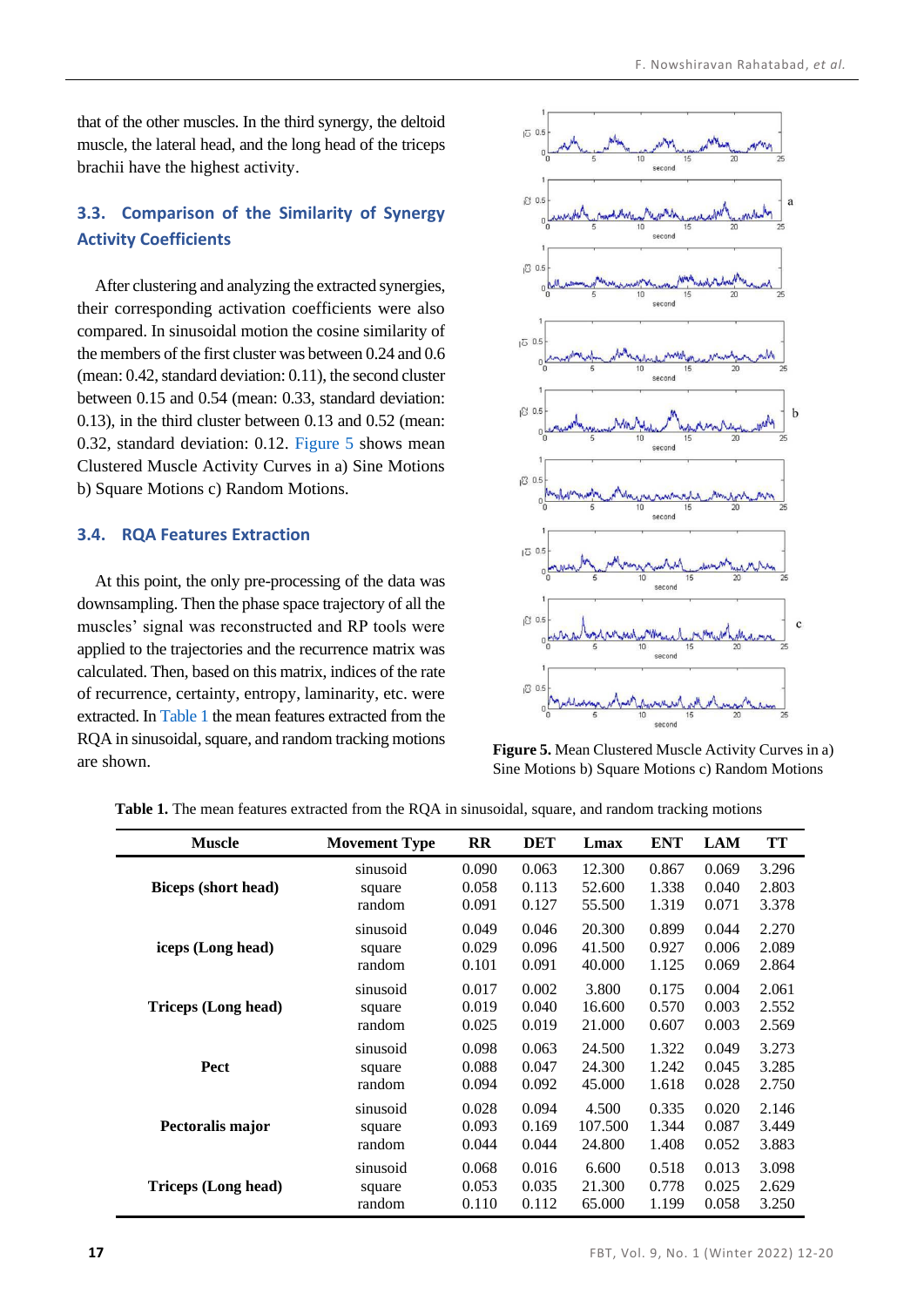that of the other muscles. In the third synergy, the deltoid muscle, the lateral head, and the long head of the triceps brachii have the highest activity.

### 3.3. Comparison of the Similarity of Synergy Activity Coefficients

After clustering and analyzing the extracted synergies, their corresponding activation coefficients were also compared. In sinusoidal motion the cosine similarity of the members of the first cluster was between 0.24 and 0.6 (mean: 0.42, standard deviation: 0.11), the second cluster between 0.15 and 0.54 (mean: 0.33, standard deviation: 0.13), in the third cluster between 0.13 and 0.52 (mean: 0.32, standard deviation: 0.12. Figure 5 shows mean Clustered Muscle Activity Curves in a) Sine Motions b) Square Motions c) Random Motions.

### 3.4. RQA Features Extraction

At this point, the only pre-processing of the data was downsampling. Then the phase space trajectory of all the muscles' signal was reconstructed and RP tools were applied to the trajectories and the recurrence matrix was calculated. Then, based on this matrix, indices of the rate of recurrence, certainty, entropy, laminarity, etc. were extracted. In Table 1 the mean features extracted from the RQA in sinusoidal, square, and random tracking motions are shown.

**Figure 5.** Mean Clustered Muscle Activity Curves in a) Sine Motions b) Square Motions c) Random Motions

**Table 1.** The mean features extracted from the RQA in sinusoidal, square, and random tracking motions

| Muscle | Movement Type | RR | DET | Lmax | ENT | LAM | TT |
|---|---|---|---|---|---|---|---|
| **Biceps (short head)** | sinusoid | 0.090 | 0.063 | 12.300 | 0.867 | 0.069 | 3.296 |
| | square | 0.058 | 0.113 | 52.600 | 1.338 | 0.040 | 2.803 |
| | random | 0.091 | 0.127 | 55.500 | 1.319 | 0.071 | 3.378 |
| **iceps (Long head)** | sinusoid | 0.049 | 0.046 | 20.300 | 0.899 | 0.044 | 2.270 |
| | square | 0.029 | 0.096 | 41.500 | 0.927 | 0.006 | 2.089 |
| | random | 0.101 | 0.091 | 40.000 | 1.125 | 0.069 | 2.864 |
| **Triceps (Long head)** | sinusoid | 0.017 | 0.002 | 3.800 | 0.175 | 0.004 | 2.061 |
| | square | 0.019 | 0.040 | 16.600 | 0.570 | 0.003 | 2.552 |
| | random | 0.025 | 0.019 | 21.000 | 0.607 | 0.003 | 2.569 |
| **Pect** | sinusoid | 0.098 | 0.063 | 24.500 | 1.322 | 0.049 | 3.273 |
| | square | 0.088 | 0.047 | 24.300 | 1.242 | 0.045 | 3.285 |
| | random | 0.094 | 0.092 | 45.000 | 1.618 | 0.028 | 2.750 |
| **Pectoralis major** | sinusoid | 0.028 | 0.094 | 4.500 | 0.335 | 0.020 | 2.146 |
| | square | 0.093 | 0.169 | 107.500 | 1.344 | 0.087 | 3.449 |
| | random | 0.044 | 0.044 | 24.800 | 1.408 | 0.052 | 3.883 |
| **Triceps (Long head)** | sinusoid | 0.068 | 0.016 | 6.600 | 0.518 | 0.013 | 3.098 |
| | square | 0.053 | 0.035 | 21.300 | 0.778 | 0.025 | 2.629 |
| | random | 0.110 | 0.112 | 65.000 | 1.199 | 0.058 | 3.250 |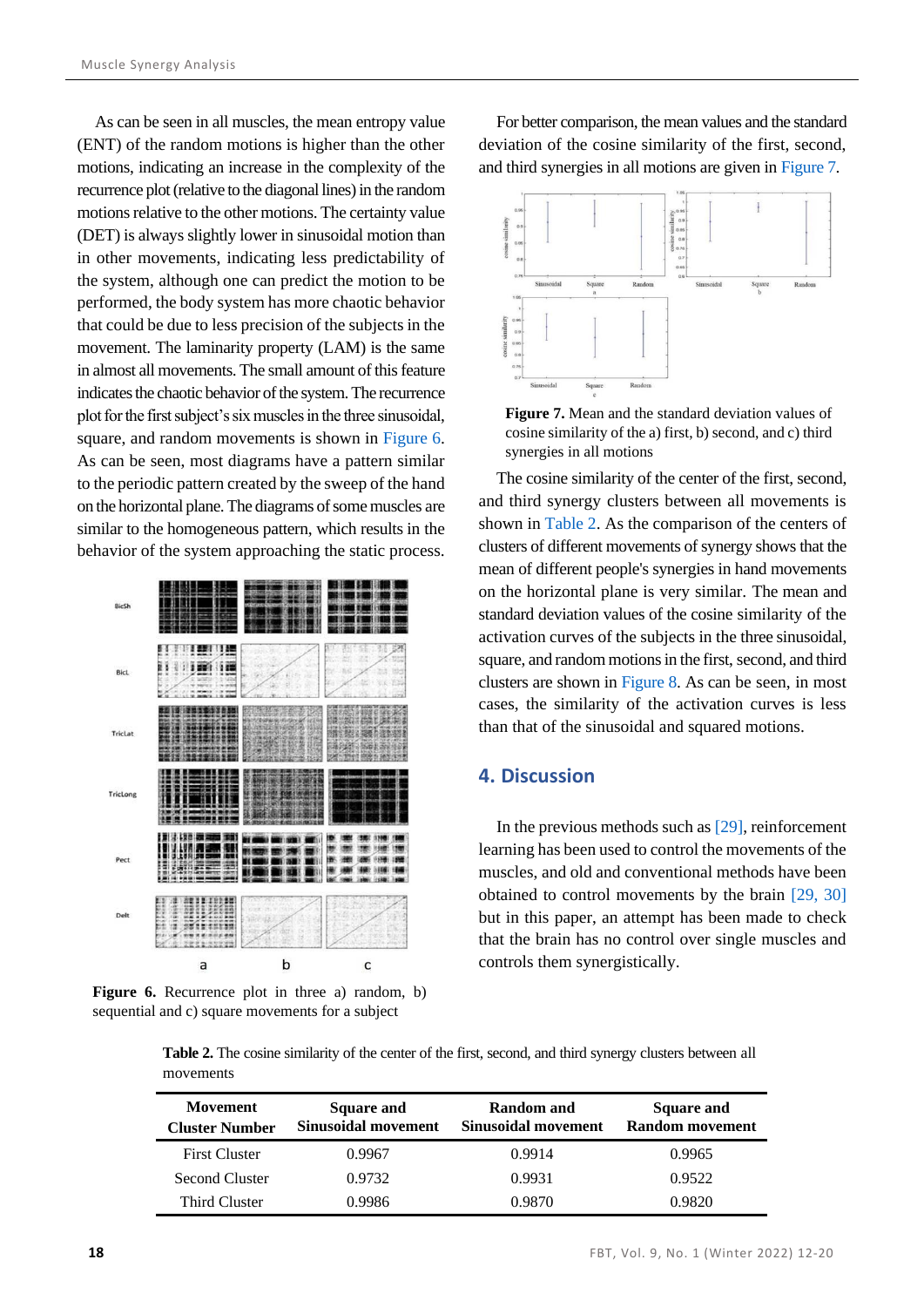As can be seen in all muscles, the mean entropy value (ENT) of the random motions is higher than the other motions, indicating an increase in the complexity of the recurrence plot (relative to the diagonal lines) in the random motions relative to the other motions. The certainty value (DET) is always slightly lower in sinusoidal motion than in other movements, indicating less predictability of the system, although one can predict the motion to be performed, the body system has more chaotic behavior that could be due to less precision of the subjects in the movement. The laminarity property (LAM) is the same in almost all movements. The small amount of this feature indicates the chaotic behavior of the system. The recurrence plot for the first subject's six muscles in the three sinusoidal, square, and random movements is shown in Figure 6. As can be seen, most diagrams have a pattern similar to the periodic pattern created by the sweep of the hand on the horizontal plane. The diagrams of some muscles are similar to the homogeneous pattern, which results in the behavior of the system approaching the static process.

**Figure 6.** Recurrence plot in three a) random, b) sequential and c) square movements for a subject

For better comparison, the mean values and the standard deviation of the cosine similarity of the first, second, and third synergies in all motions are given in Figure 7.

**Figure 7.** Mean and the standard deviation values of cosine similarity of the a) first, b) second, and c) third synergies in all motions

The cosine similarity of the center of the first, second, and third synergy clusters between all movements is shown in Table 2. As the comparison of the centers of clusters of different movements of synergy shows that the mean of different people's synergies in hand movements on the horizontal plane is very similar. The mean and standard deviation values of the cosine similarity of the activation curves of the subjects in the three sinusoidal, square, and random motions in the first, second, and third clusters are shown in Figure 8. As can be seen, in most cases, the similarity of the activation curves is less than that of the sinusoidal and squared motions.

## 4. Discussion

In the previous methods such as [29], reinforcement learning has been used to control the movements of the muscles, and old and conventional methods have been obtained to control movements by the brain [29, 30] but in this paper, an attempt has been made to check that the brain has no control over single muscles and controls them synergistically.

**Table 2.** The cosine similarity of the center of the first, second, and third synergy clusters between all movements

| Movement Cluster Number | Square and Sinusoidal movement | Random and Sinusoidal movement | Square and Random movement |
|---|---|---|---|
| First Cluster | 0.9967 | 0.9914 | 0.9965 |
| Second Cluster | 0.9732 | 0.9931 | 0.9522 |
| Third Cluster | 0.9986 | 0.9870 | 0.9820 |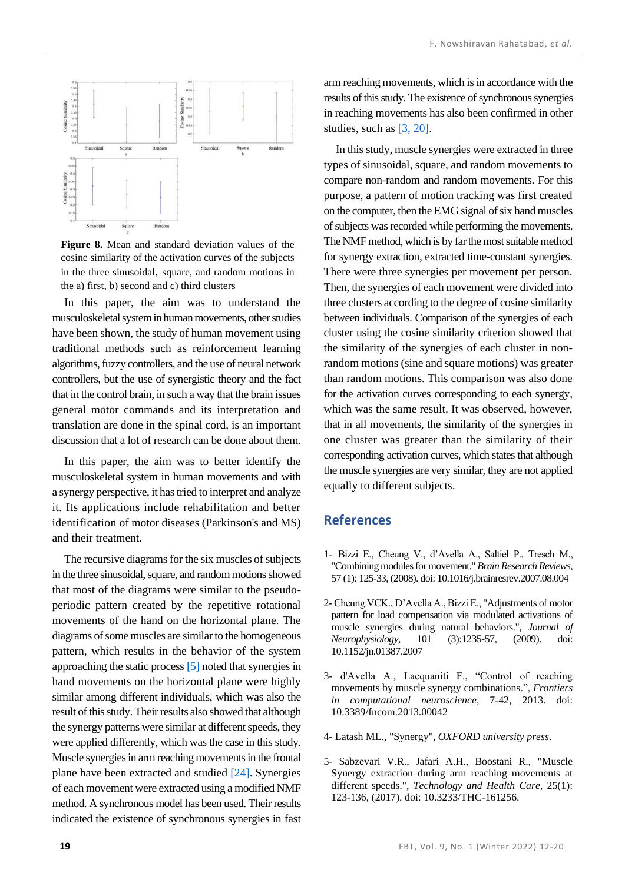**Figure 8.** Mean and standard deviation values of the cosine similarity of the activation curves of the subjects in the three sinusoidal, square, and random motions in the a) first, b) second and c) third clusters

In this paper, the aim was to understand the musculoskeletal system in human movements, other studies have been shown, the study of human movement using traditional methods such as reinforcement learning algorithms, fuzzy controllers, and the use of neural network controllers, but the use of synergistic theory and the fact that in the control brain, in such a way that the brain issues general motor commands and its interpretation and translation are done in the spinal cord, is an important discussion that a lot of research can be done about them.

In this paper, the aim was to better identify the musculoskeletal system in human movements and with a synergy perspective, it has tried to interpret and analyze it. Its applications include rehabilitation and better identification of motor diseases (Parkinson's and MS) and their treatment.

The recursive diagrams for the six muscles of subjects in the three sinusoidal, square, and random motions showed that most of the diagrams were similar to the pseudo-periodic pattern created by the repetitive rotational movements of the hand on the horizontal plane. The diagrams of some muscles are similar to the homogeneous pattern, which results in the behavior of the system approaching the static process [5] noted that synergies in hand movements on the horizontal plane were highly similar among different individuals, which was also the result of this study. Their results also showed that although the synergy patterns were similar at different speeds, they were applied differently, which was the case in this study. Muscle synergies in arm reaching movements in the frontal plane have been extracted and studied [24]. Synergies of each movement were extracted using a modified NMF method. A synchronous model has been used. Their results indicated the existence of synchronous synergies in fast arm reaching movements, which is in accordance with the results of this study. The existence of synchronous synergies in reaching movements has also been confirmed in other studies, such as [3, 20].

In this study, muscle synergies were extracted in three types of sinusoidal, square, and random movements to compare non-random and random movements. For this purpose, a pattern of motion tracking was first created on the computer, then the EMG signal of six hand muscles of subjects was recorded while performing the movements. The NMF method, which is by far the most suitable method for synergy extraction, extracted time-constant synergies. There were three synergies per movement per person. Then, the synergies of each movement were divided into three clusters according to the degree of cosine similarity between individuals. Comparison of the synergies of each cluster using the cosine similarity criterion showed that the similarity of the synergies of each cluster in non-random motions (sine and square motions) was greater than random motions. This comparison was also done for the activation curves corresponding to each synergy, which was the same result. It was observed, however, that in all movements, the similarity of the synergies in one cluster was greater than the similarity of their corresponding activation curves, which states that although the muscle synergies are very similar, they are not applied equally to different subjects.

## References

1- Bizzi E., Cheung V., d'Avella A., Saltiel P., Tresch M., "Combining modules for movement." *Brain Research Reviews*, 57 (1): 125-33, (2008). doi: 10.1016/j.brainresrev.2007.08.004

2- Cheung VCK., D'Avella A., Bizzi E., "Adjustments of motor pattern for load compensation via modulated activations of muscle synergies during natural behaviors.", *Journal of Neurophysiology*, 101 (3):1235-57, (2009). doi: 10.1152/jn.01387.2007

3- d'Avella A., Lacquaniti F., "Control of reaching movements by muscle synergy combinations.", *Frontiers in computational neuroscience*, 7-42, 2013. doi: 10.3389/fncom.2013.00042

4- Latash ML., "Synergy", *OXFORD university press*.

5- Sabzevari V.R., Jafari A.H., Boostani R., "Muscle Synergy extraction during arm reaching movements at different speeds.", *Technology and Health Care*, 25(1): 123-136, (2017). doi: 10.3233/THC-161256.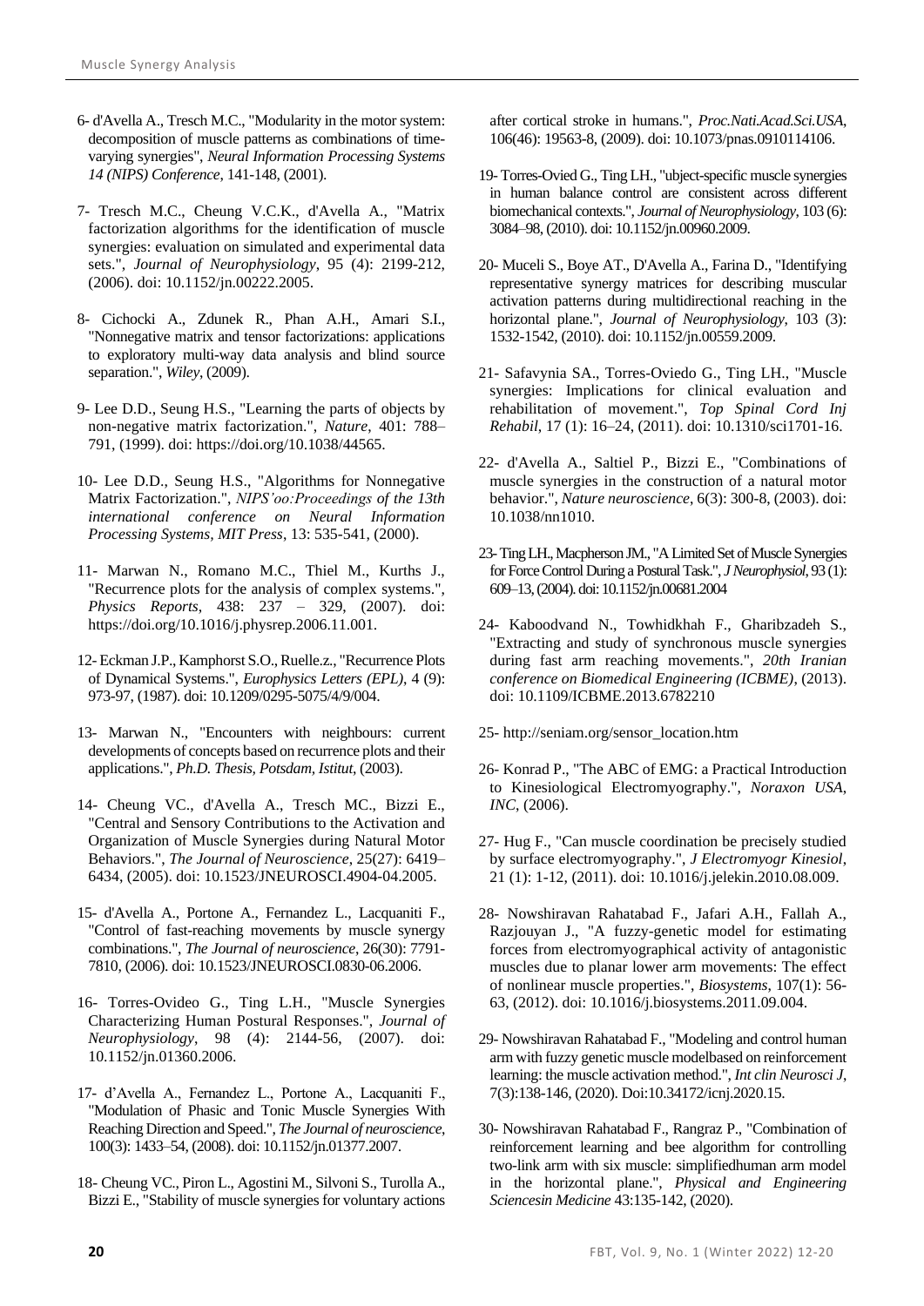6- d'Avella A., Tresch M.C., "Modularity in the motor system: decomposition of muscle patterns as combinations of time-varying synergies", *Neural Information Processing Systems 14 (NIPS) Conference*, 141-148, (2001).

7- Tresch M.C., Cheung V.C.K., d'Avella A., "Matrix factorization algorithms for the identification of muscle synergies: evaluation on simulated and experimental data sets.", *Journal of Neurophysiology*, 95 (4): 2199-212, (2006). doi: 10.1152/jn.00222.2005.

8- Cichocki A., Zdunek R., Phan A.H., Amari S.I., "Nonnegative matrix and tensor factorizations: applications to exploratory multi-way data analysis and blind source separation.", *Wiley*, (2009).

9- Lee D.D., Seung H.S., "Learning the parts of objects by non-negative matrix factorization.", *Nature*, 401: 788–791, (1999). doi: https://doi.org/10.1038/44565.

10- Lee D.D., Seung H.S., "Algorithms for Nonnegative Matrix Factorization.", *NIPS'oo:Proceedings of the 13th international conference on Neural Information Processing Systems, MIT Press*, 13: 535-541, (2000).

11- Marwan N., Romano M.C., Thiel M., Kurths J., "Recurrence plots for the analysis of complex systems.", *Physics Reports*, 438: 237 – 329, (2007). doi: https://doi.org/10.1016/j.physrep.2006.11.001.

12- Eckman J.P., Kamphorst S.O., Ruelle.z., "Recurrence Plots of Dynamical Systems.", *Europhysics Letters (EPL)*, 4 (9): 973-97, (1987). doi: 10.1209/0295-5075/4/9/004.

13- Marwan N., "Encounters with neighbours: current developments of concepts based on recurrence plots and their applications.", *Ph.D. Thesis, Potsdam, Istitut*, (2003).

14- Cheung VC., d'Avella A., Tresch MC., Bizzi E., "Central and Sensory Contributions to the Activation and Organization of Muscle Synergies during Natural Motor Behaviors.", *The Journal of Neuroscience*, 25(27): 6419–6434, (2005). doi: 10.1523/JNEUROSCI.4904-04.2005.

15- d'Avella A., Portone A., Fernandez L., Lacquaniti F., "Control of fast-reaching movements by muscle synergy combinations.", *The Journal of neuroscience*, 26(30): 7791-7810, (2006). doi: 10.1523/JNEUROSCI.0830-06.2006.

16- Torres-Ovideo G., Ting L.H., "Muscle Synergies Characterizing Human Postural Responses.", *Journal of Neurophysiology*, 98 (4): 2144-56, (2007). doi: 10.1152/jn.01360.2006.

17- d'Avella A., Fernandez L., Portone A., Lacquaniti F., "Modulation of Phasic and Tonic Muscle Synergies With Reaching Direction and Speed.", *The Journal of neuroscience*, 100(3): 1433–54, (2008). doi: 10.1152/jn.01377.2007.

18- Cheung VC., Piron L., Agostini M., Silvoni S., Turolla A., Bizzi E., "Stability of muscle synergies for voluntary actions after cortical stroke in humans.", *Proc.Nati.Acad.Sci.USA*, 106(46): 19563-8, (2009). doi: 10.1073/pnas.0910114106.

19- Torres-Ovied G., Ting LH., "ubject-specific muscle synergies in human balance control are consistent across different biomechanical contexts.", *Journal of Neurophysiology*, 103 (6): 3084–98, (2010). doi: 10.1152/jn.00960.2009.

20- Muceli S., Boye AT., D'Avella A., Farina D., "Identifying representative synergy matrices for describing muscular activation patterns during multidirectional reaching in the horizontal plane.", *Journal of Neurophysiology*, 103 (3): 1532-1542, (2010). doi: 10.1152/jn.00559.2009.

21- Safavynia SA., Torres-Oviedo G., Ting LH., "Muscle synergies: Implications for clinical evaluation and rehabilitation of movement.", *Top Spinal Cord Inj Rehabil*, 17 (1): 16–24, (2011). doi: 10.1310/sci1701-16.

22- d'Avella A., Saltiel P., Bizzi E., "Combinations of muscle synergies in the construction of a natural motor behavior.", *Nature neuroscience*, 6(3): 300-8, (2003). doi: 10.1038/nn1010.

23- Ting LH., Macpherson JM., "A Limited Set of Muscle Synergies for Force Control During a Postural Task.", *J Neurophysiol*, 93 (1): 609–13, (2004). doi: 10.1152/jn.00681.2004

24- Kaboodvand N., Towhidkhah F., Gharibzadeh S., "Extracting and study of synchronous muscle synergies during fast arm reaching movements.", *20th Iranian conference on Biomedical Engineering (ICBME)*, (2013). doi: 10.1109/ICBME.2013.6782210

25- http://seniam.org/sensor_location.htm

26- Konrad P., "The ABC of EMG: a Practical Introduction to Kinesiological Electromyography.", *Noraxon USA, INC*, (2006).

27- Hug F., "Can muscle coordination be precisely studied by surface electromyography.", *J Electromyogr Kinesiol*, 21 (1): 1-12, (2011). doi: 10.1016/j.jelekin.2010.08.009.

28- Nowshiravan Rahatabad F., Jafari A.H., Fallah A., Razjouyan J., "A fuzzy-genetic model for estimating forces from electromyographical activity of antagonistic muscles due to planar lower arm movements: The effect of nonlinear muscle properties.", *Biosystems*, 107(1): 56-63, (2012). doi: 10.1016/j.biosystems.2011.09.004.

29- Nowshiravan Rahatabad F., "Modeling and control human arm with fuzzy genetic muscle modelbased on reinforcement learning: the muscle activation method.", *Int clin Neurosci J*, 7(3):138-146, (2020). Doi:10.34172/icnj.2020.15.

30- Nowshiravan Rahatabad F., Rangraz P., "Combination of reinforcement learning and bee algorithm for controlling two-link arm with six muscle: simplifiedhuman arm model in the horizontal plane.", *Physical and Engineering Sciencesin Medicine* 43:135-142, (2020).